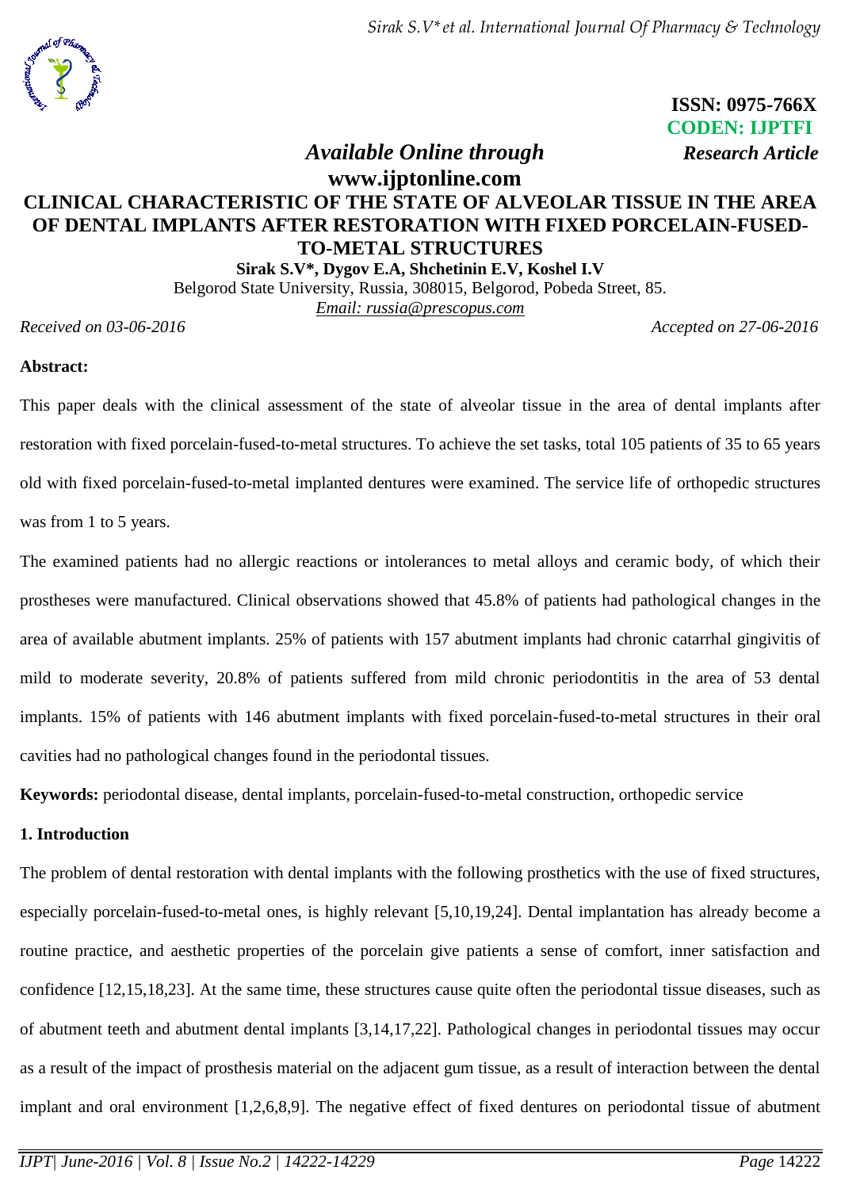**ISSN: 0975-766X**
**CODEN: IJPTFI**

*Available Online through* ***Research Article***
**www.ijptonline.com**

# CLINICAL CHARACTERISTIC OF THE STATE OF ALVEOLAR TISSUE IN THE AREA OF DENTAL IMPLANTS AFTER RESTORATION WITH FIXED PORCELAIN-FUSED-TO-METAL STRUCTURES

**Sirak S.V*, Dygov E.A, Shchetinin E.V, Koshel I.V**

Belgorod State University, Russia, 308015, Belgorod, Pobeda Street, 85.

*Email: russia@prescopus.com*

*Received on 03-06-2016* *Accepted on 27-06-2016*

**Abstract:**

This paper deals with the clinical assessment of the state of alveolar tissue in the area of dental implants after restoration with fixed porcelain-fused-to-metal structures. To achieve the set tasks, total 105 patients of 35 to 65 years old with fixed porcelain-fused-to-metal implanted dentures were examined. The service life of orthopedic structures was from 1 to 5 years.

The examined patients had no allergic reactions or intolerances to metal alloys and ceramic body, of which their prostheses were manufactured. Clinical observations showed that 45.8% of patients had pathological changes in the area of available abutment implants. 25% of patients with 157 abutment implants had chronic catarrhal gingivitis of mild to moderate severity, 20.8% of patients suffered from mild chronic periodontitis in the area of 53 dental implants. 15% of patients with 146 abutment implants with fixed porcelain-fused-to-metal structures in their oral cavities had no pathological changes found in the periodontal tissues.

**Keywords:** periodontal disease, dental implants, porcelain-fused-to-metal construction, orthopedic service

## 1. Introduction

The problem of dental restoration with dental implants with the following prosthetics with the use of fixed structures, especially porcelain-fused-to-metal ones, is highly relevant [5,10,19,24]. Dental implantation has already become a routine practice, and aesthetic properties of the porcelain give patients a sense of comfort, inner satisfaction and confidence [12,15,18,23]. At the same time, these structures cause quite often the periodontal tissue diseases, such as of abutment teeth and abutment dental implants [3,14,17,22]. Pathological changes in periodontal tissues may occur as a result of the impact of prosthesis material on the adjacent gum tissue, as a result of interaction between the dental implant and oral environment [1,2,6,8,9]. The negative effect of fixed dentures on periodontal tissue of abutment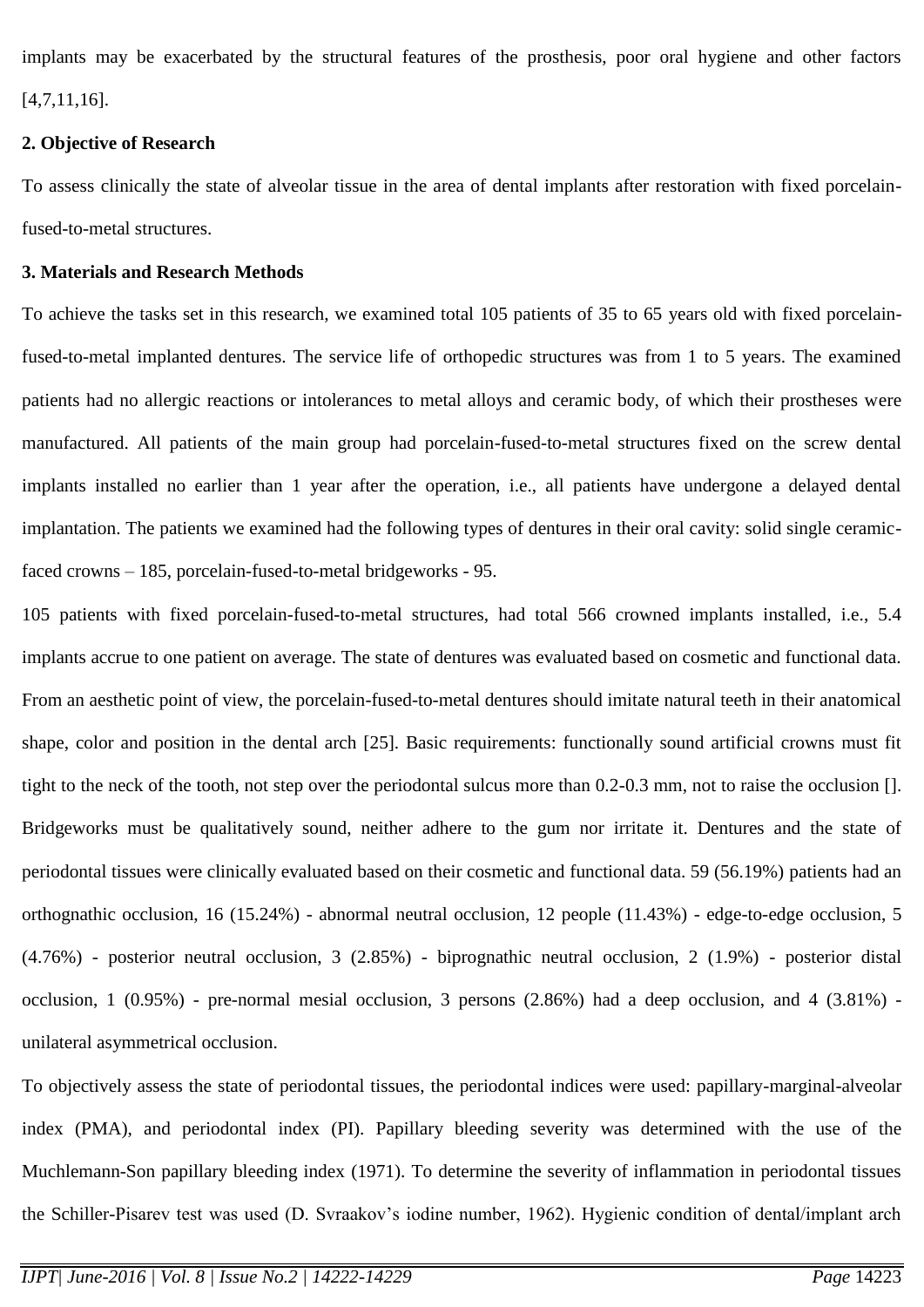implants may be exacerbated by the structural features of the prosthesis, poor oral hygiene and other factors [4,7,11,16].

**2. Objective of Research**

To assess clinically the state of alveolar tissue in the area of dental implants after restoration with fixed porcelain-fused-to-metal structures.

**3. Materials and Research Methods**

To achieve the tasks set in this research, we examined total 105 patients of 35 to 65 years old with fixed porcelain-fused-to-metal implanted dentures. The service life of orthopedic structures was from 1 to 5 years. The examined patients had no allergic reactions or intolerances to metal alloys and ceramic body, of which their prostheses were manufactured. All patients of the main group had porcelain-fused-to-metal structures fixed on the screw dental implants installed no earlier than 1 year after the operation, i.e., all patients have undergone a delayed dental implantation. The patients we examined had the following types of dentures in their oral cavity: solid single ceramic-faced crowns – 185, porcelain-fused-to-metal bridgeworks - 95.

105 patients with fixed porcelain-fused-to-metal structures, had total 566 crowned implants installed, i.e., 5.4 implants accrue to one patient on average. The state of dentures was evaluated based on cosmetic and functional data. From an aesthetic point of view, the porcelain-fused-to-metal dentures should imitate natural teeth in their anatomical shape, color and position in the dental arch [25]. Basic requirements: functionally sound artificial crowns must fit tight to the neck of the tooth, not step over the periodontal sulcus more than 0.2-0.3 mm, not to raise the occlusion []. Bridgeworks must be qualitatively sound, neither adhere to the gum nor irritate it. Dentures and the state of periodontal tissues were clinically evaluated based on their cosmetic and functional data. 59 (56.19%) patients had an orthognathic occlusion, 16 (15.24%) - abnormal neutral occlusion, 12 people (11.43%) - edge-to-edge occlusion, 5 (4.76%) - posterior neutral occlusion, 3 (2.85%) - biprognathic neutral occlusion, 2 (1.9%) - posterior distal occlusion, 1 (0.95%) - pre-normal mesial occlusion, 3 persons (2.86%) had a deep occlusion, and 4 (3.81%) - unilateral asymmetrical occlusion.

To objectively assess the state of periodontal tissues, the periodontal indices were used: papillary-marginal-alveolar index (PMA), and periodontal index (PI). Papillary bleeding severity was determined with the use of the Muchlemann-Son papillary bleeding index (1971). To determine the severity of inflammation in periodontal tissues the Schiller-Pisarev test was used (D. Svraakov's iodine number, 1962). Hygienic condition of dental/implant arch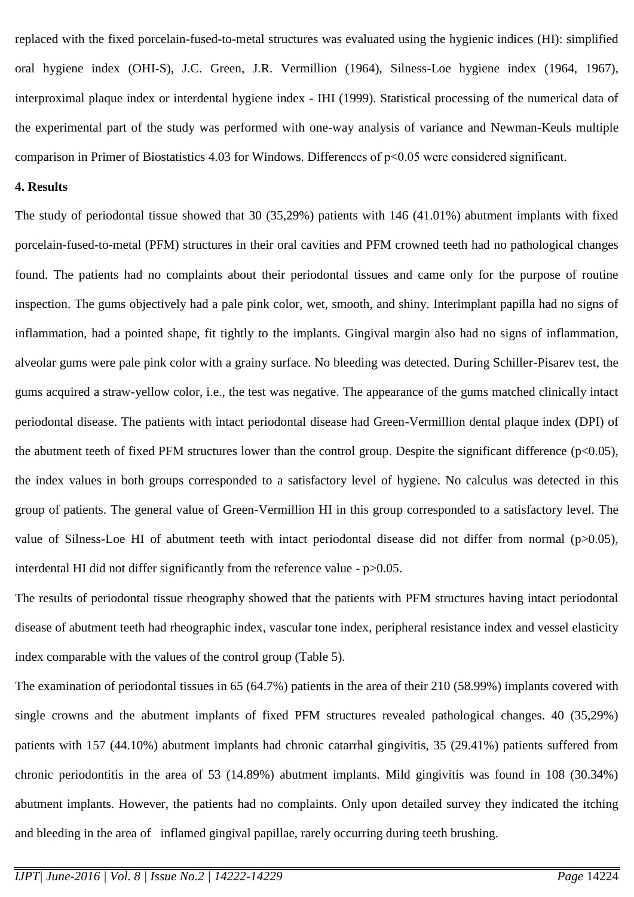replaced with the fixed porcelain-fused-to-metal structures was evaluated using the hygienic indices (HI): simplified oral hygiene index (OHI-S), J.C. Green, J.R. Vermillion (1964), Silness-Loe hygiene index (1964, 1967), interproximal plaque index or interdental hygiene index - IHI (1999). Statistical processing of the numerical data of the experimental part of the study was performed with one-way analysis of variance and Newman-Keuls multiple comparison in Primer of Biostatistics 4.03 for Windows. Differences of $p<0.05$ were considered significant.

**4. Results**

The study of periodontal tissue showed that 30 (35,29%) patients with 146 (41.01%) abutment implants with fixed porcelain-fused-to-metal (PFM) structures in their oral cavities and PFM crowned teeth had no pathological changes found. The patients had no complaints about their periodontal tissues and came only for the purpose of routine inspection. The gums objectively had a pale pink color, wet, smooth, and shiny. Interimplant papilla had no signs of inflammation, had a pointed shape, fit tightly to the implants. Gingival margin also had no signs of inflammation, alveolar gums were pale pink color with a grainy surface. No bleeding was detected. During Schiller-Pisarev test, the gums acquired a straw-yellow color, i.e., the test was negative. The appearance of the gums matched clinically intact periodontal disease. The patients with intact periodontal disease had Green-Vermillion dental plaque index (DPI) of the abutment teeth of fixed PFM structures lower than the control group. Despite the significant difference ($p<0.05$), the index values in both groups corresponded to a satisfactory level of hygiene. No calculus was detected in this group of patients. The general value of Green-Vermillion HI in this group corresponded to a satisfactory level. The value of Silness-Loe HI of abutment teeth with intact periodontal disease did not differ from normal ($p>0.05$), interdental HI did not differ significantly from the reference value - $p>0.05$.

The results of periodontal tissue rheography showed that the patients with PFM structures having intact periodontal disease of abutment teeth had rheographic index, vascular tone index, peripheral resistance index and vessel elasticity index comparable with the values of the control group (Table 5).

The examination of periodontal tissues in 65 (64.7%) patients in the area of their 210 (58.99%) implants covered with single crowns and the abutment implants of fixed PFM structures revealed pathological changes. 40 (35,29%) patients with 157 (44.10%) abutment implants had chronic catarrhal gingivitis, 35 (29.41%) patients suffered from chronic periodontitis in the area of 53 (14.89%) abutment implants. Mild gingivitis was found in 108 (30.34%) abutment implants. However, the patients had no complaints. Only upon detailed survey they indicated the itching and bleeding in the area of inflamed gingival papillae, rarely occurring during teeth brushing.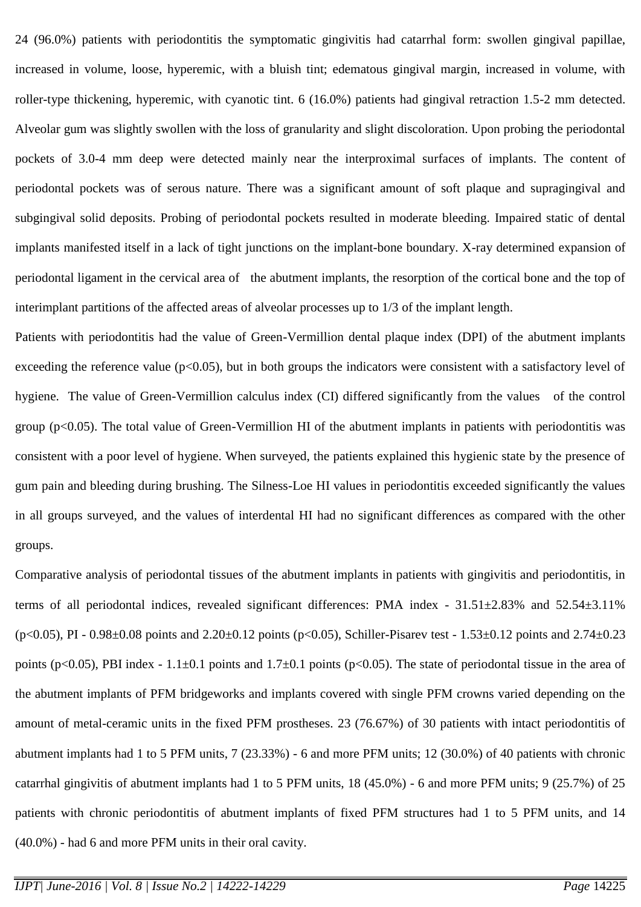24 (96.0%) patients with periodontitis the symptomatic gingivitis had catarrhal form: swollen gingival papillae, increased in volume, loose, hyperemic, with a bluish tint; edematous gingival margin, increased in volume, with roller-type thickening, hyperemic, with cyanotic tint. 6 (16.0%) patients had gingival retraction 1.5-2 mm detected. Alveolar gum was slightly swollen with the loss of granularity and slight discoloration. Upon probing the periodontal pockets of 3.0-4 mm deep were detected mainly near the interproximal surfaces of implants. The content of periodontal pockets was of serous nature. There was a significant amount of soft plaque and supragingival and subgingival solid deposits. Probing of periodontal pockets resulted in moderate bleeding. Impaired static of dental implants manifested itself in a lack of tight junctions on the implant-bone boundary. X-ray determined expansion of periodontal ligament in the cervical area of the abutment implants, the resorption of the cortical bone and the top of interimplant partitions of the affected areas of alveolar processes up to 1/3 of the implant length.

Patients with periodontitis had the value of Green-Vermillion dental plaque index (DPI) of the abutment implants exceeding the reference value ($p<0.05$), but in both groups the indicators were consistent with a satisfactory level of hygiene. The value of Green-Vermillion calculus index (CI) differed significantly from the values of the control group ($p<0.05$). The total value of Green-Vermillion HI of the abutment implants in patients with periodontitis was consistent with a poor level of hygiene. When surveyed, the patients explained this hygienic state by the presence of gum pain and bleeding during brushing. The Silness-Loe HI values in periodontitis exceeded significantly the values in all groups surveyed, and the values of interdental HI had no significant differences as compared with the other groups.

Comparative analysis of periodontal tissues of the abutment implants in patients with gingivitis and periodontitis, in terms of all periodontal indices, revealed significant differences: PMA index - 31.51±2.83% and 52.54±3.11% ($p<0.05$), PI - 0.98±0.08 points and 2.20±0.12 points ($p<0.05$), Schiller-Pisarev test - 1.53±0.12 points and 2.74±0.23 points ($p<0.05$), PBI index - 1.1±0.1 points and 1.7±0.1 points ($p<0.05$). The state of periodontal tissue in the area of the abutment implants of PFM bridgeworks and implants covered with single PFM crowns varied depending on the amount of metal-ceramic units in the fixed PFM prostheses. 23 (76.67%) of 30 patients with intact periodontitis of abutment implants had 1 to 5 PFM units, 7 (23.33%) - 6 and more PFM units; 12 (30.0%) of 40 patients with chronic catarrhal gingivitis of abutment implants had 1 to 5 PFM units, 18 (45.0%) - 6 and more PFM units; 9 (25.7%) of 25 patients with chronic periodontitis of abutment implants of fixed PFM structures had 1 to 5 PFM units, and 14 (40.0%) - had 6 and more PFM units in their oral cavity.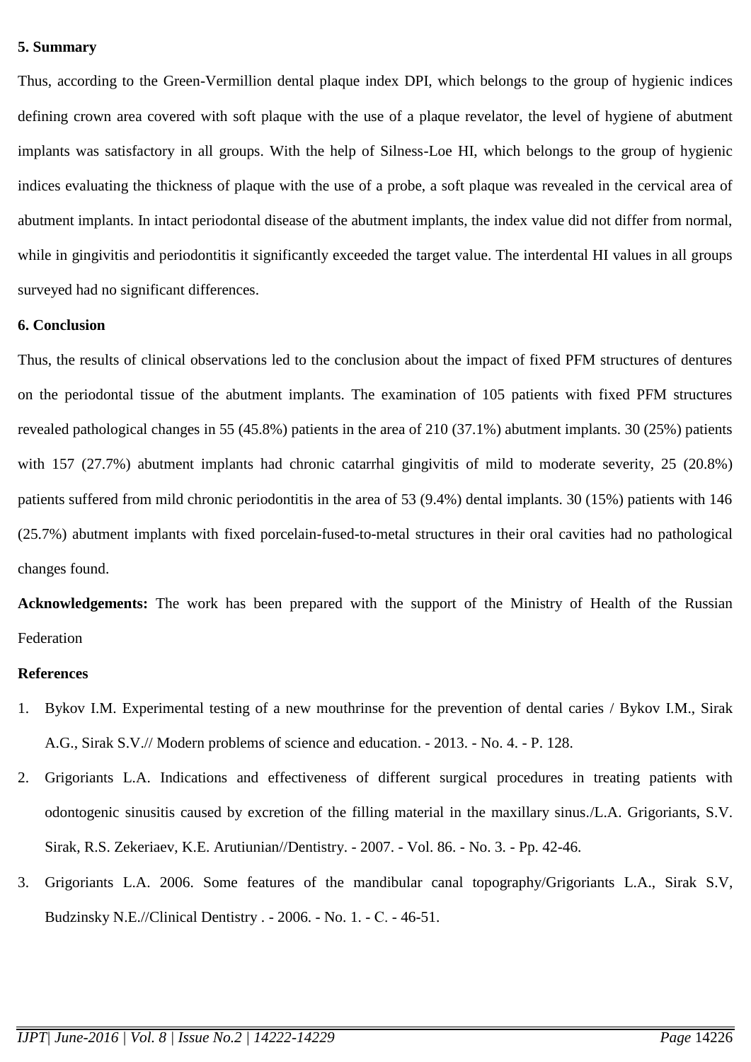## 5. Summary

Thus, according to the Green-Vermillion dental plaque index DPI, which belongs to the group of hygienic indices defining crown area covered with soft plaque with the use of a plaque revelator, the level of hygiene of abutment implants was satisfactory in all groups. With the help of Silness-Loe HI, which belongs to the group of hygienic indices evaluating the thickness of plaque with the use of a probe, a soft plaque was revealed in the cervical area of abutment implants. In intact periodontal disease of the abutment implants, the index value did not differ from normal, while in gingivitis and periodontitis it significantly exceeded the target value. The interdental HI values in all groups surveyed had no significant differences.

## 6. Conclusion

Thus, the results of clinical observations led to the conclusion about the impact of fixed PFM structures of dentures on the periodontal tissue of the abutment implants. The examination of 105 patients with fixed PFM structures revealed pathological changes in 55 (45.8%) patients in the area of 210 (37.1%) abutment implants. 30 (25%) patients with 157 (27.7%) abutment implants had chronic catarrhal gingivitis of mild to moderate severity, 25 (20.8%) patients suffered from mild chronic periodontitis in the area of 53 (9.4%) dental implants. 30 (15%) patients with 146 (25.7%) abutment implants with fixed porcelain-fused-to-metal structures in their oral cavities had no pathological changes found.

**Acknowledgements:** The work has been prepared with the support of the Ministry of Health of the Russian Federation

**References**

1. Bykov I.M. Experimental testing of a new mouthrinse for the prevention of dental caries / Bykov I.M., Sirak A.G., Sirak S.V.// Modern problems of science and education. - 2013. - No. 4. - P. 128.
2. Grigoriants L.A. Indications and effectiveness of different surgical procedures in treating patients with odontogenic sinusitis caused by excretion of the filling material in the maxillary sinus./L.A. Grigoriants, S.V. Sirak, R.S. Zekeriaev, K.E. Arutiunian//Dentistry. - 2007. - Vol. 86. - No. 3. - Pp. 42-46.
3. Grigoriants L.A. 2006. Some features of the mandibular canal topography/Grigoriants L.A., Sirak S.V, Budzinsky N.E.//Clinical Dentistry . - 2006. - No. 1. - C. - 46-51.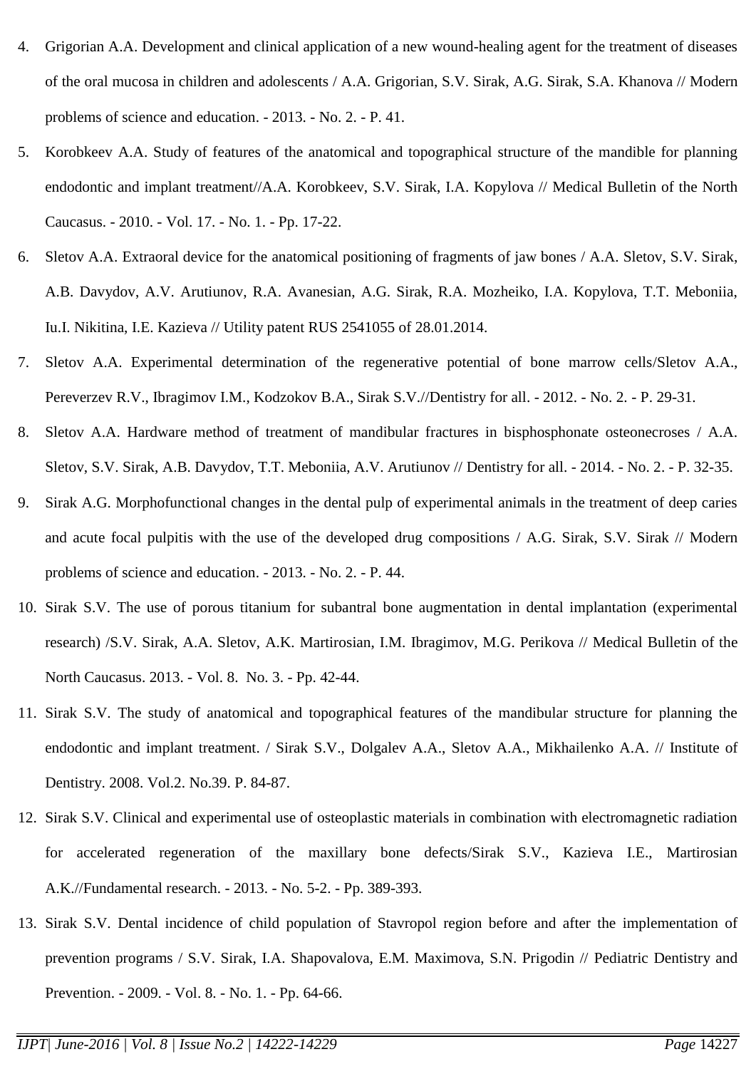4. Grigorian A.A. Development and clinical application of a new wound-healing agent for the treatment of diseases of the oral mucosa in children and adolescents / A.A. Grigorian, S.V. Sirak, A.G. Sirak, S.A. Khanova // Modern problems of science and education. - 2013. - No. 2. - P. 41.
5. Korobkeev A.A. Study of features of the anatomical and topographical structure of the mandible for planning endodontic and implant treatment//A.A. Korobkeev, S.V. Sirak, I.A. Kopylova // Medical Bulletin of the North Caucasus. - 2010. - Vol. 17. - No. 1. - Pp. 17-22.
6. Sletov A.A. Extraoral device for the anatomical positioning of fragments of jaw bones / A.A. Sletov, S.V. Sirak, A.B. Davydov, A.V. Arutiunov, R.A. Avanesian, A.G. Sirak, R.A. Mozheiko, I.A. Kopylova, T.T. Meboniia, Iu.I. Nikitina, I.E. Kazieva // Utility patent RUS 2541055 of 28.01.2014.
7. Sletov A.A. Experimental determination of the regenerative potential of bone marrow cells/Sletov A.A., Pereverzev R.V., Ibragimov I.M., Kodzokov B.A., Sirak S.V.//Dentistry for all. - 2012. - No. 2. - P. 29-31.
8. Sletov A.A. Hardware method of treatment of mandibular fractures in bisphosphonate osteonecroses / A.A. Sletov, S.V. Sirak, A.B. Davydov, T.T. Meboniia, A.V. Arutiunov // Dentistry for all. - 2014. - No. 2. - P. 32-35.
9. Sirak A.G. Morphofunctional changes in the dental pulp of experimental animals in the treatment of deep caries and acute focal pulpitis with the use of the developed drug compositions / A.G. Sirak, S.V. Sirak // Modern problems of science and education. - 2013. - No. 2. - P. 44.
10. Sirak S.V. The use of porous titanium for subantral bone augmentation in dental implantation (experimental research) /S.V. Sirak, A.A. Sletov, A.K. Martirosian, I.M. Ibragimov, M.G. Perikova // Medical Bulletin of the North Caucasus. 2013. - Vol. 8. No. 3. - Pp. 42-44.
11. Sirak S.V. The study of anatomical and topographical features of the mandibular structure for planning the endodontic and implant treatment. / Sirak S.V., Dolgalev A.A., Sletov A.A., Mikhailenko A.A. // Institute of Dentistry. 2008. Vol.2. No.39. P. 84-87.
12. Sirak S.V. Clinical and experimental use of osteoplastic materials in combination with electromagnetic radiation for accelerated regeneration of the maxillary bone defects/Sirak S.V., Kazieva I.E., Martirosian A.K.//Fundamental research. - 2013. - No. 5-2. - Pp. 389-393.
13. Sirak S.V. Dental incidence of child population of Stavropol region before and after the implementation of prevention programs / S.V. Sirak, I.A. Shapovalova, E.M. Maximova, S.N. Prigodin // Pediatric Dentistry and Prevention. - 2009. - Vol. 8. - No. 1. - Pp. 64-66.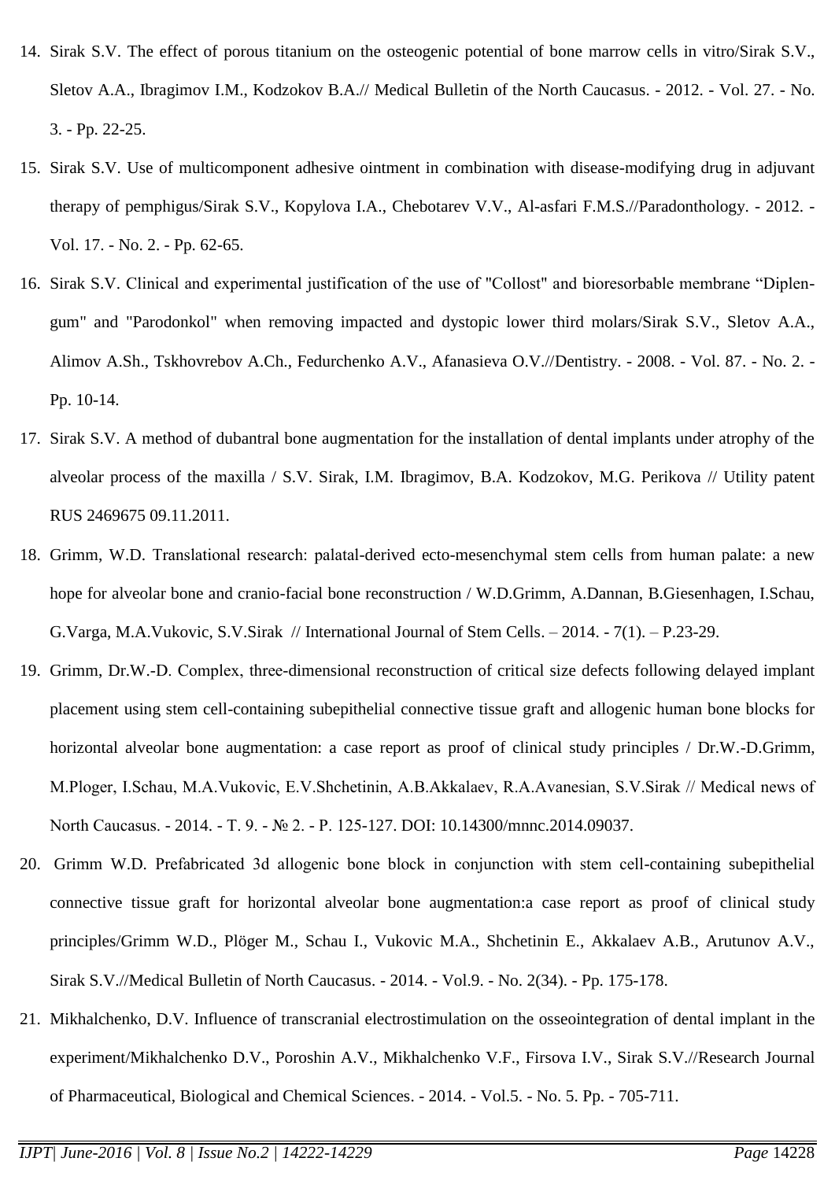14. Sirak S.V. The effect of porous titanium on the osteogenic potential of bone marrow cells in vitro/Sirak S.V., Sletov A.A., Ibragimov I.M., Kodzokov B.A.// Medical Bulletin of the North Caucasus. - 2012. - Vol. 27. - No. 3. - Pp. 22-25.
15. Sirak S.V. Use of multicomponent adhesive ointment in combination with disease-modifying drug in adjuvant therapy of pemphigus/Sirak S.V., Kopylova I.A., Chebotarev V.V., Al-asfari F.M.S.//Paradonthology. - 2012. - Vol. 17. - No. 2. - Pp. 62-65.
16. Sirak S.V. Clinical and experimental justification of the use of "Collost" and bioresorbable membrane "Diplen-gum" and "Parodonkol" when removing impacted and dystopic lower third molars/Sirak S.V., Sletov A.A., Alimov A.Sh., Tskhovrebov A.Ch., Fedurchenko A.V., Afanasieva O.V.//Dentistry. - 2008. - Vol. 87. - No. 2. - Pp. 10-14.
17. Sirak S.V. A method of dubantral bone augmentation for the installation of dental implants under atrophy of the alveolar process of the maxilla / S.V. Sirak, I.M. Ibragimov, B.A. Kodzokov, M.G. Perikova // Utility patent RUS 2469675 09.11.2011.
18. Grimm, W.D. Translational research: palatal-derived ecto-mesenchymal stem cells from human palate: a new hope for alveolar bone and cranio-facial bone reconstruction / W.D.Grimm, A.Dannan, B.Giesenhagen, I.Schau, G.Varga, M.A.Vukovic, S.V.Sirak // International Journal of Stem Cells. – 2014. - 7(1). – P.23-29.
19. Grimm, Dr.W.-D. Complex, three-dimensional reconstruction of critical size defects following delayed implant placement using stem cell-containing subepithelial connective tissue graft and allogenic human bone blocks for horizontal alveolar bone augmentation: a case report as proof of clinical study principles / Dr.W.-D.Grimm, M.Ploger, I.Schau, M.A.Vukovic, E.V.Shchetinin, A.B.Akkalaev, R.A.Avanesian, S.V.Sirak // Medical news of North Caucasus. - 2014. - T. 9. - № 2. - P. 125-127. DOI: 10.14300/mnnc.2014.09037.
20. Grimm W.D. Prefabricated 3d allogenic bone block in conjunction with stem cell-containing subepithelial connective tissue graft for horizontal alveolar bone augmentation:a case report as proof of clinical study principles/Grimm W.D., Plöger M., Schau I., Vukovic M.A., Shchetinin E., Akkalaev A.B., Arutunov A.V., Sirak S.V.//Medical Bulletin of North Caucasus. - 2014. - Vol.9. - No. 2(34). - Pp. 175-178.
21. Mikhalchenko, D.V. Influence of transcranial electrostimulation on the osseointegration of dental implant in the experiment/Mikhalchenko D.V., Poroshin A.V., Mikhalchenko V.F., Firsova I.V., Sirak S.V.//Research Journal of Pharmaceutical, Biological and Chemical Sciences. - 2014. - Vol.5. - No. 5. Pp. - 705-711.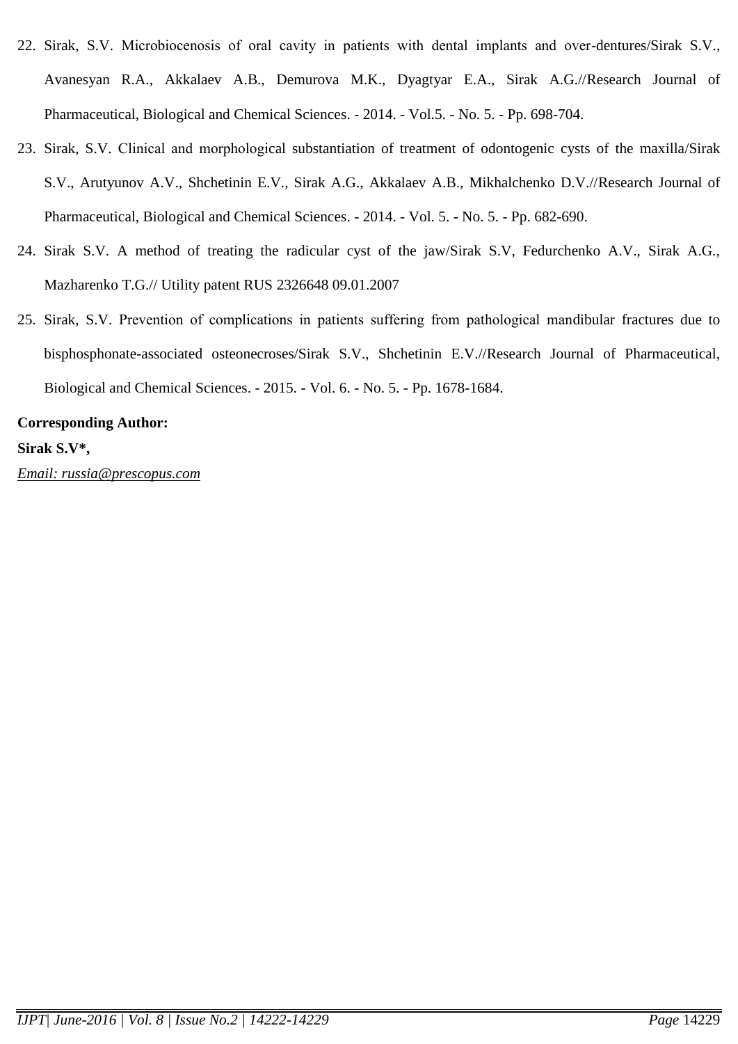22. Sirak, S.V. Microbiocenosis of oral cavity in patients with dental implants and over-dentures/Sirak S.V., Avanesyan R.A., Akkalaev A.B., Demurova M.K., Dyagtyar E.A., Sirak A.G.//Research Journal of Pharmaceutical, Biological and Chemical Sciences. - 2014. - Vol.5. - No. 5. - Pp. 698-704.
23. Sirak, S.V. Clinical and morphological substantiation of treatment of odontogenic cysts of the maxilla/Sirak S.V., Arutyunov A.V., Shchetinin E.V., Sirak A.G., Akkalaev A.B., Mikhalchenko D.V.//Research Journal of Pharmaceutical, Biological and Chemical Sciences. - 2014. - Vol. 5. - No. 5. - Pp. 682-690.
24. Sirak S.V. A method of treating the radicular cyst of the jaw/Sirak S.V, Fedurchenko A.V., Sirak A.G., Mazharenko T.G.// Utility patent RUS 2326648 09.01.2007
25. Sirak, S.V. Prevention of complications in patients suffering from pathological mandibular fractures due to bisphosphonate-associated osteonecroses/Sirak S.V., Shchetinin E.V.//Research Journal of Pharmaceutical, Biological and Chemical Sciences. - 2015. - Vol. 6. - No. 5. - Pp. 1678-1684.

**Corresponding Author:**

**Sirak S.V*,**

*Email: russia@prescopus.com*